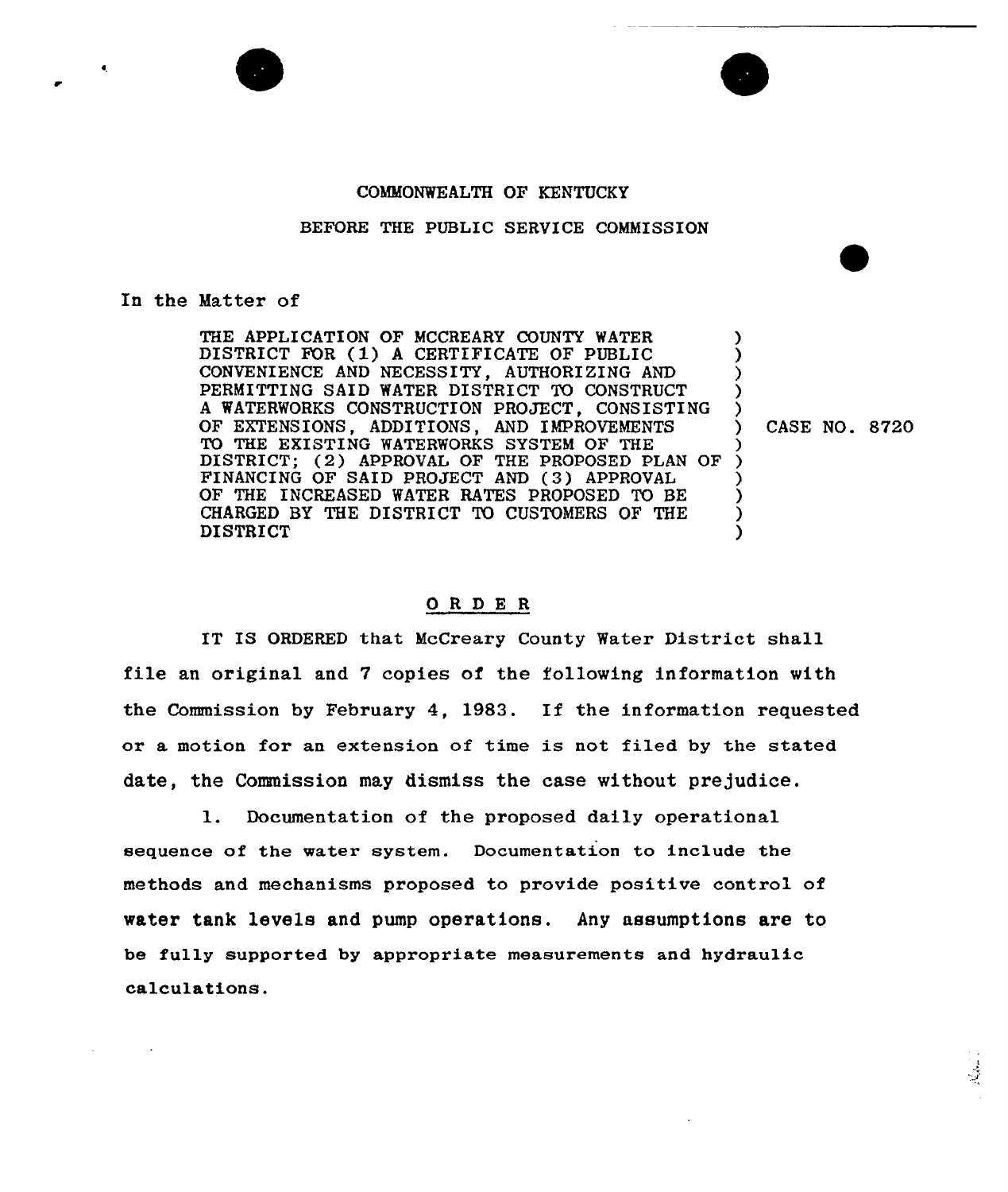COMMONWEALTH OF KENTUCKY

BEFORE THE PUBLIC SERVICE COMMISSION

In the Matter of

| | | |
|---|---|---|
| THE APPLICATION OF MCCREARY COUNTY WATER DISTRICT FOR (1) A CERTIFICATE OF PUBLIC CONVENIENCE AND NECESSITY, AUTHORIZING AND PERMITTING SAID WATER DISTRICT TO CONSTRUCT A WATERWORKS CONSTRUCTION PROJECT, CONSISTING OF EXTENSIONS, ADDITIONS, AND IMPROVEMENTS TO THE EXISTING WATERWORKS SYSTEM OF THE DISTRICT; (2) APPROVAL OF THE PROPOSED PLAN OF FINANCING OF SAID PROJECT AND (3) APPROVAL OF THE INCREASED WATER RATES PROPOSED TO BE CHARGED BY THE DISTRICT TO CUSTOMERS OF THE DISTRICT | ) | CASE NO. 8720 |

## O R D E R

IT IS ORDERED that McCreary County Water District shall file an original and 7 copies of the following information with the Commission by February 4, 1983. If the information requested or a motion for an extension of time is not filed by the stated date, the Commission may dismiss the case without prejudice.

1. Documentation of the proposed daily operational sequence of the water system. Documentation to include the methods and mechanisms proposed to provide positive control of water tank levels and pump operations. Any assumptions are to be fully supported by appropriate measurements and hydraulic calculations.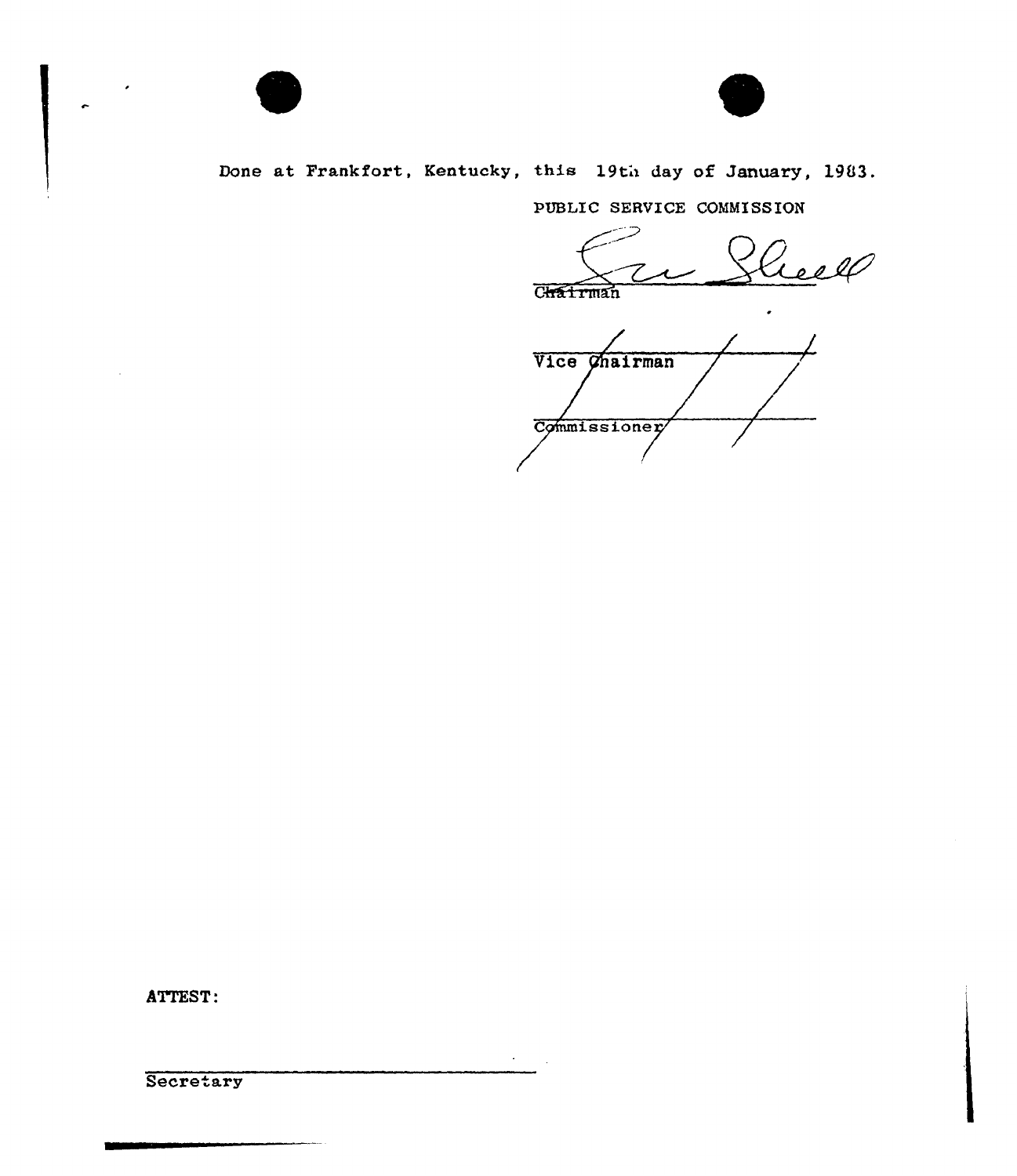Done at Frankfort, Kentucky, this 19th day of January, 1983.

PUBLIC SERVICE COMMISSION

Chairman

Vice Chairman

Commissioner

ATTEST:

Secretary